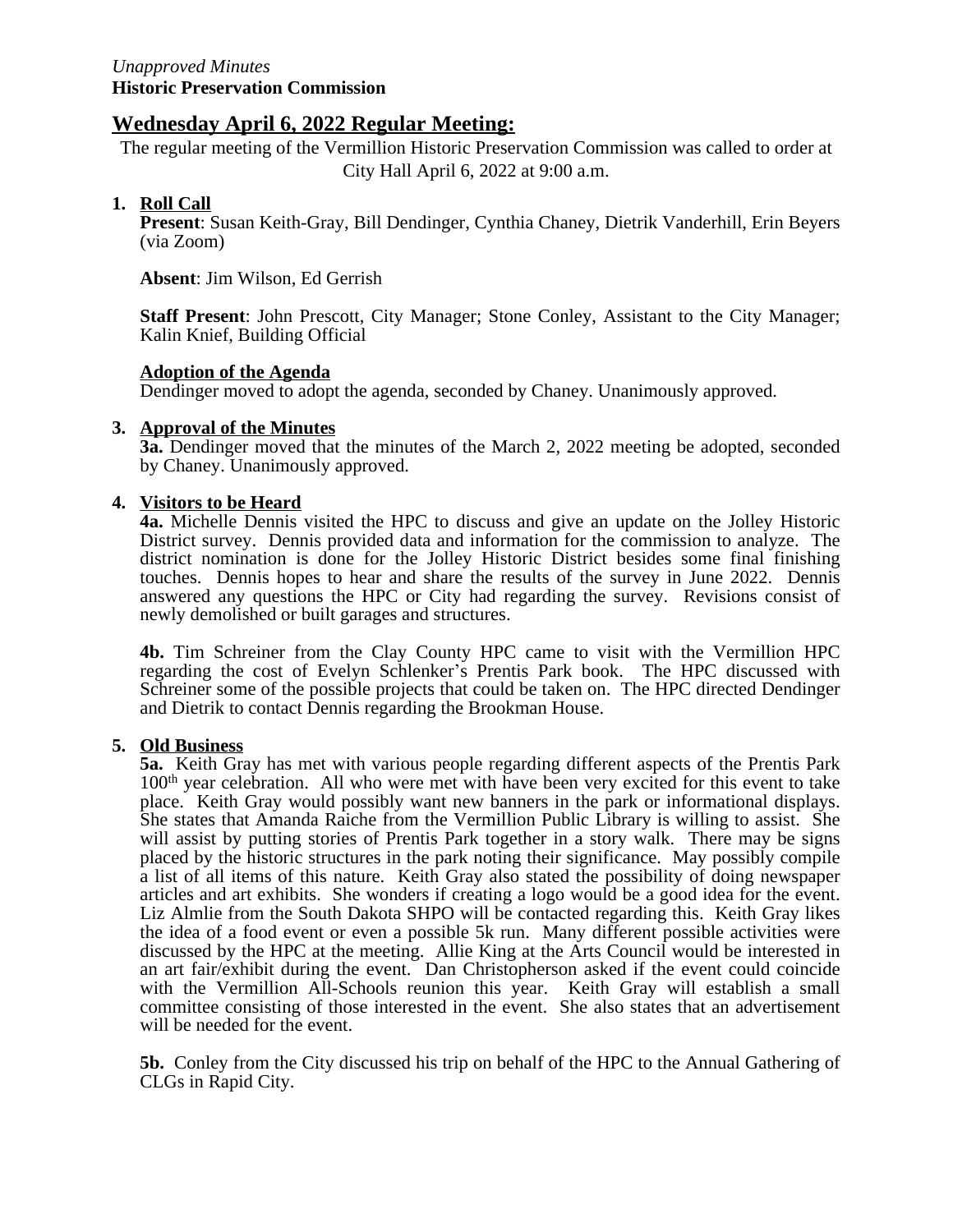*Unapproved Minutes*
**Historic Preservation Commission**

## Wednesday April 6, 2022 Regular Meeting:

The regular meeting of the Vermillion Historic Preservation Commission was called to order at City Hall April 6, 2022 at 9:00 a.m.

1. **Roll Call**

   **Present**: Susan Keith-Gray, Bill Dendinger, Cynthia Chaney, Dietrik Vanderhill, Erin Beyers (via Zoom)

   **Absent**: Jim Wilson, Ed Gerrish

   **Staff Present**: John Prescott, City Manager; Stone Conley, Assistant to the City Manager; Kalin Knief, Building Official

   **Adoption of the Agenda**

   Dendinger moved to adopt the agenda, seconded by Chaney. Unanimously approved.

3. **Approval of the Minutes**

   **3a.** Dendinger moved that the minutes of the March 2, 2022 meeting be adopted, seconded by Chaney. Unanimously approved.

4. **Visitors to be Heard**

   **4a.** Michelle Dennis visited the HPC to discuss and give an update on the Jolley Historic District survey. Dennis provided data and information for the commission to analyze. The district nomination is done for the Jolley Historic District besides some final finishing touches. Dennis hopes to hear and share the results of the survey in June 2022. Dennis answered any questions the HPC or City had regarding the survey. Revisions consist of newly demolished or built garages and structures.

   **4b.** Tim Schreiner from the Clay County HPC came to visit with the Vermillion HPC regarding the cost of Evelyn Schlenker's Prentis Park book. The HPC discussed with Schreiner some of the possible projects that could be taken on. The HPC directed Dendinger and Dietrik to contact Dennis regarding the Brookman House.

5. **Old Business**

   **5a.** Keith Gray has met with various people regarding different aspects of the Prentis Park 100th year celebration. All who were met with have been very excited for this event to take place. Keith Gray would possibly want new banners in the park or informational displays. She states that Amanda Raiche from the Vermillion Public Library is willing to assist. She will assist by putting stories of Prentis Park together in a story walk. There may be signs placed by the historic structures in the park noting their significance. May possibly compile a list of all items of this nature. Keith Gray also stated the possibility of doing newspaper articles and art exhibits. She wonders if creating a logo would be a good idea for the event. Liz Almlie from the South Dakota SHPO will be contacted regarding this. Keith Gray likes the idea of a food event or even a possible 5k run. Many different possible activities were discussed by the HPC at the meeting. Allie King at the Arts Council would be interested in an art fair/exhibit during the event. Dan Christopherson asked if the event could coincide with the Vermillion All-Schools reunion this year. Keith Gray will establish a small committee consisting of those interested in the event. She also states that an advertisement will be needed for the event.

   **5b.** Conley from the City discussed his trip on behalf of the HPC to the Annual Gathering of CLGs in Rapid City.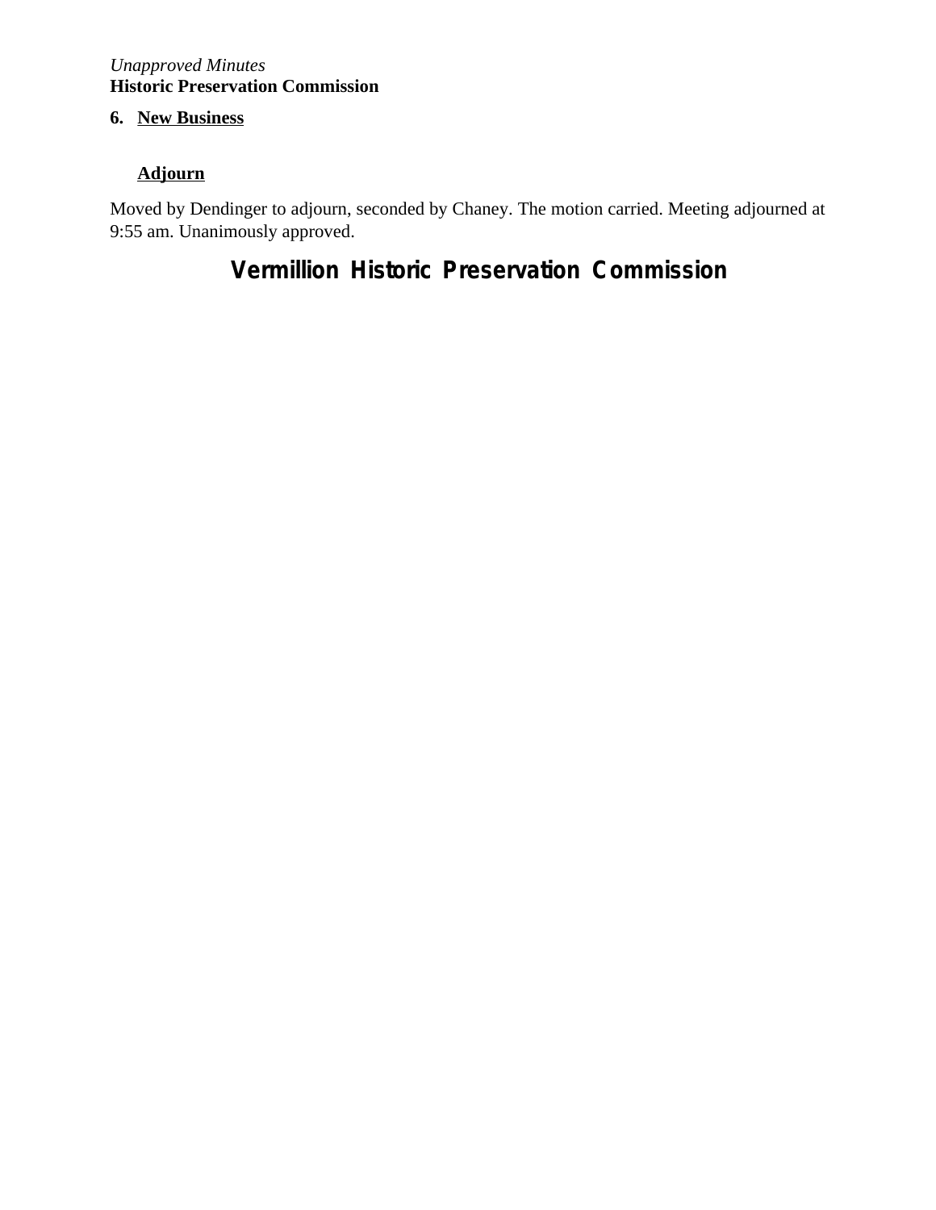6. **New Business**

**Adjourn**

Moved by Dendinger to adjourn, seconded by Chaney. The motion carried. Meeting adjourned at 9:55 am. Unanimously approved.

## Vermillion Historic Preservation Commission